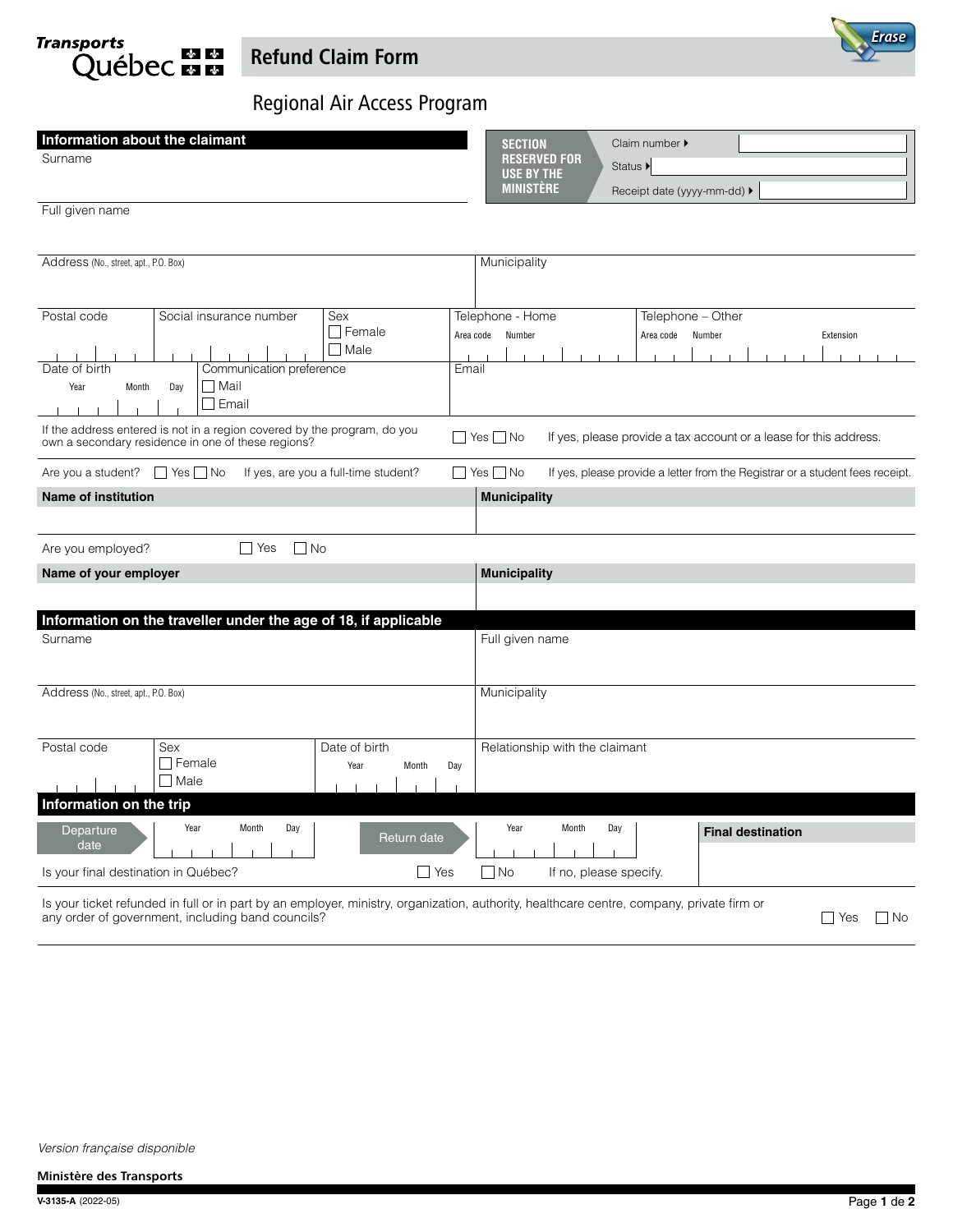Transports Québec

# Refund Claim Form

## Regional Air Access Program

Erase

| SECTION RESERVED FOR USE BY THE MINISTÈRE | |
|---|---|
| Claim number ▸ | |
| Status ▸ | |
| Receipt date (yyyy-mm-dd) ▸ | |

## Information about the claimant

Surname

Full given name

| Address (No., street, apt., P.O. Box) | Municipality |
|---|---|
| | |

| Postal code | Social insurance number | Sex ☐ Female ☐ Male | Telephone - Home (Area code, Number) | Telephone – Other (Area code, Number, Extension) |
|---|---|---|---|---|
| | | | | |

| Date of birth (Year, Month, Day) | Communication preference ☐ Mail ☐ Email | Email |
|---|---|---|
| | | |

If the address entered is not in a region covered by the program, do you own a secondary residence in one of these regions? ☐ Yes ☐ No If yes, please provide a tax account or a lease for this address.

Are you a student? ☐ Yes ☐ No If yes, are you a full-time student? ☐ Yes ☐ No If yes, please provide a letter from the Registrar or a student fees receipt.

| **Name of institution** | **Municipality** |
|---|---|
| | |

Are you employed? ☐ Yes ☐ No

| **Name of your employer** | **Municipality** |
|---|---|
| | |

## Information on the traveller under the age of 18, if applicable

| Surname | Full given name |
|---|---|
| | |

| Address (No., street, apt., P.O. Box) | Municipality |
|---|---|
| | |

| Postal code | Sex ☐ Female ☐ Male | Date of birth (Year, Month, Day) | Relationship with the claimant |
|---|---|---|---|
| | | | |

## Information on the trip

| Departure date (Year, Month, Day) | Return date (Year, Month, Day) | **Final destination** |
|---|---|---|
| | | |

Is your final destination in Québec? ☐ Yes ☐ No If no, please specify.

Is your ticket refunded in full or in part by an employer, ministry, organization, authority, healthcare centre, company, private firm or any order of government, including band councils? ☐ Yes ☐ No

*Version française disponible*

**Ministère des Transports**

**V-3135-A** (2022-05)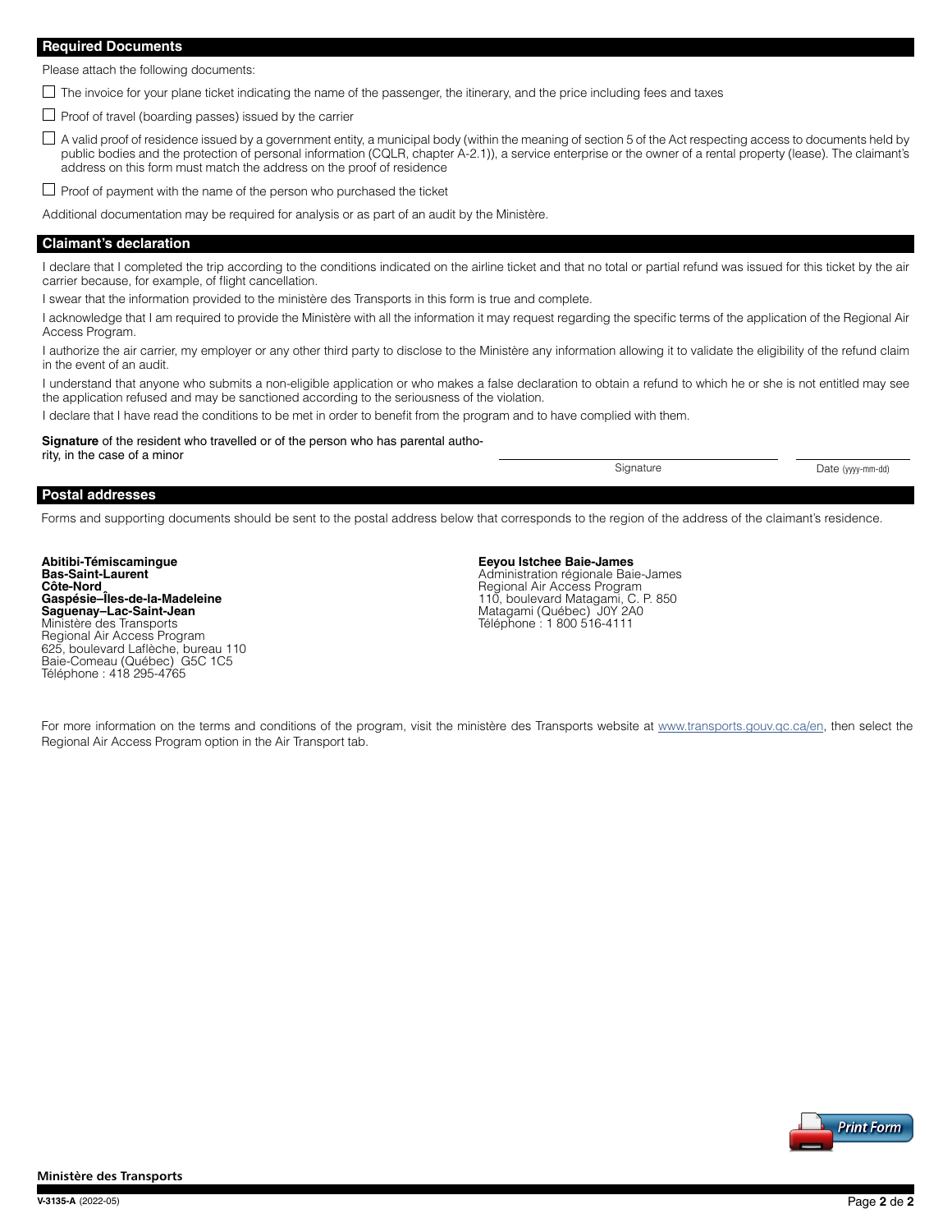## Required Documents

Please attach the following documents:

- ☐ The invoice for your plane ticket indicating the name of the passenger, the itinerary, and the price including fees and taxes
- ☐ Proof of travel (boarding passes) issued by the carrier
- ☐ A valid proof of residence issued by a government entity, a municipal body (within the meaning of section 5 of the Act respecting access to documents held by public bodies and the protection of personal information (CQLR, chapter A-2.1)), a service enterprise or the owner of a rental property (lease). The claimant's address on this form must match the address on the proof of residence
- ☐ Proof of payment with the name of the person who purchased the ticket

Additional documentation may be required for analysis or as part of an audit by the Ministère.

## Claimant's declaration

I declare that I completed the trip according to the conditions indicated on the airline ticket and that no total or partial refund was issued for this ticket by the air carrier because, for example, of flight cancellation.

I swear that the information provided to the ministère des Transports in this form is true and complete.

I acknowledge that I am required to provide the Ministère with all the information it may request regarding the specific terms of the application of the Regional Air Access Program.

I authorize the air carrier, my employer or any other third party to disclose to the Ministère any information allowing it to validate the eligibility of the refund claim in the event of an audit.

I understand that anyone who submits a non-eligible application or who makes a false declaration to obtain a refund to which he or she is not entitled may see the application refused and may be sanctioned according to the seriousness of the violation.

I declare that I have read the conditions to be met in order to benefit from the program and to have complied with them.

**Signature** of the resident who travelled or of the person who has parental authority, in the case of a minor

Signature: ______________________ Date (yyyy-mm-dd): ______________

## Postal addresses

Forms and supporting documents should be sent to the postal address below that corresponds to the region of the address of the claimant's residence.

**Abitibi-Témiscamingue**
**Bas-Saint-Laurent**
**Côte-Nord**
**Gaspésie–Îles-de-la-Madeleine**
**Saguenay–Lac-Saint-Jean**
Ministère des Transports
Regional Air Access Program
625, boulevard Laflèche, bureau 110
Baie-Comeau (Québec) G5C 1C5
Téléphone : 418 295-4765

**Eeyou Istchee Baie-James**
Administration régionale Baie-James
Regional Air Access Program
110, boulevard Matagami, C. P. 850
Matagami (Québec) J0Y 2A0
Téléphone : 1 800 516-4111

For more information on the terms and conditions of the program, visit the ministère des Transports website at www.transports.gouv.qc.ca/en, then select the Regional Air Access Program option in the Air Transport tab.

Ministère des Transports

V-3135-A (2022-05)